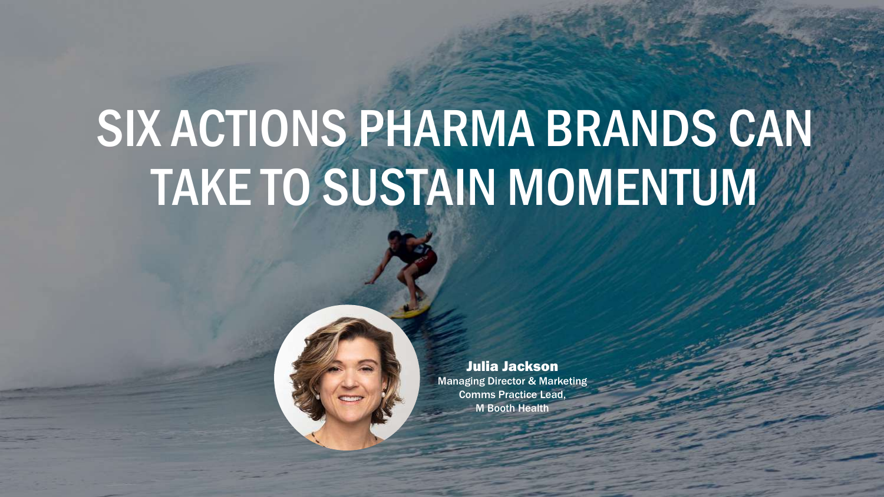# SIX ACTIONS PHARMA BRANDS CAN TAKE TO SUSTAIN MOMENTUM

**Julia Jackson**
Managing Director & Marketing Comms Practice Lead,
M Booth Health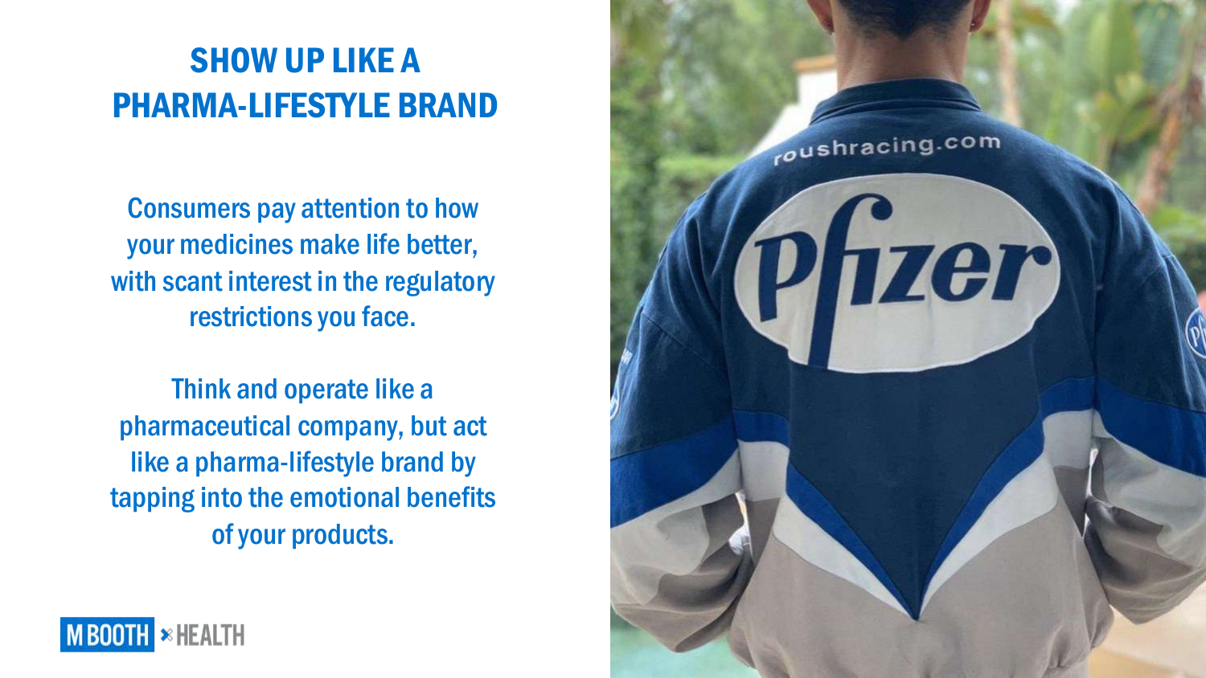# SHOW UP LIKE A PHARMA-LIFESTYLE BRAND

Consumers pay attention to how your medicines make life better, with scant interest in the regulatory restrictions you face.

Think and operate like a pharmaceutical company, but act like a pharma-lifestyle brand by tapping into the emotional benefits of your products.

M BOOTH × HEALTH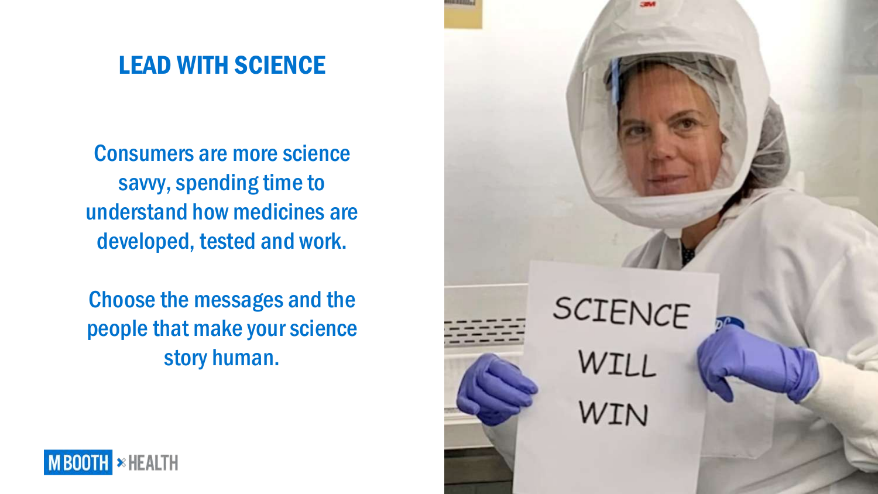## LEAD WITH SCIENCE

Consumers are more science savvy, spending time to understand how medicines are developed, tested and work.

Choose the messages and the people that make your science story human.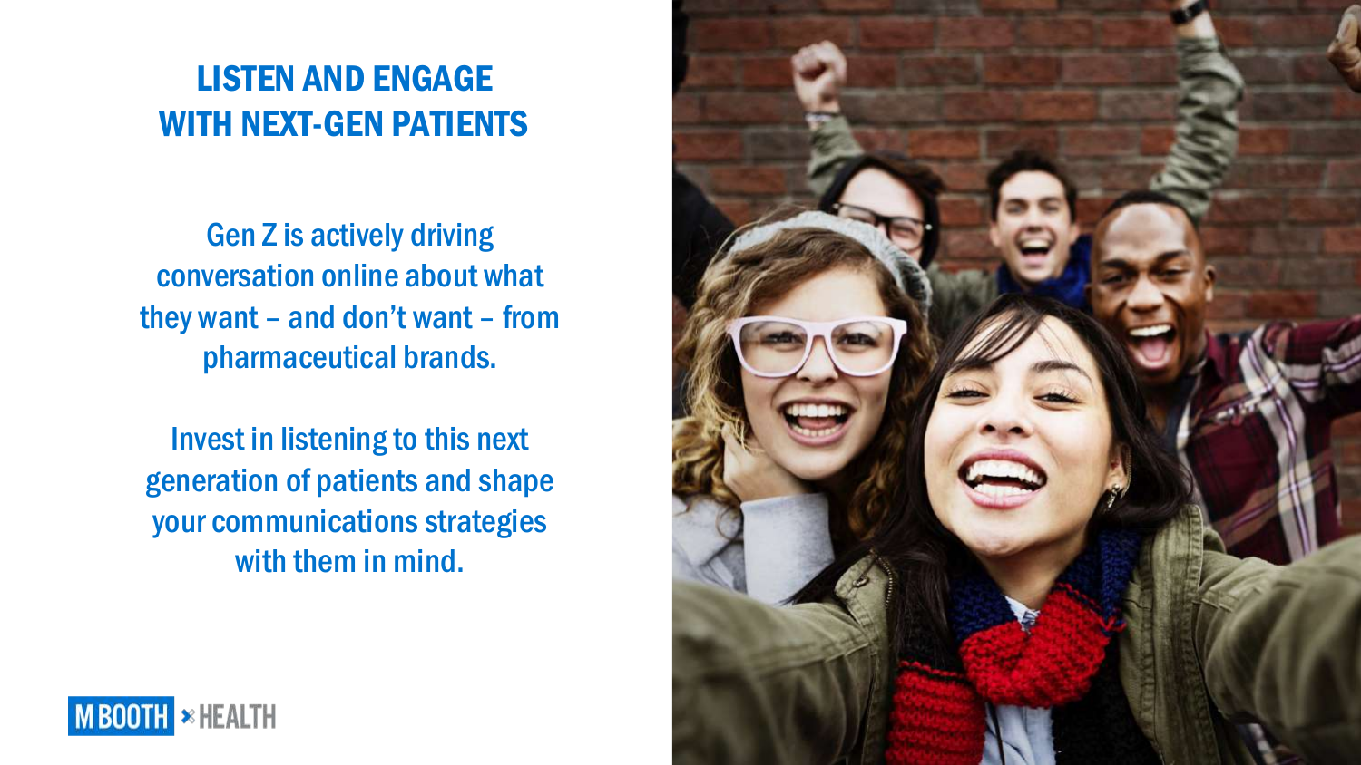# LISTEN AND ENGAGE WITH NEXT-GEN PATIENTS

Gen Z is actively driving conversation online about what they want – and don't want – from pharmaceutical brands.

Invest in listening to this next generation of patients and shape your communications strategies with them in mind.

M BOOTH × HEALTH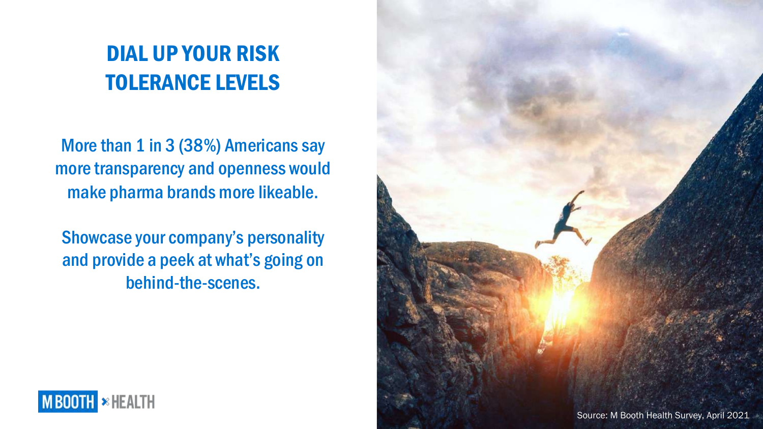# DIAL UP YOUR RISK TOLERANCE LEVELS

More than 1 in 3 (38%) Americans say more transparency and openness would make pharma brands more likeable.

Showcase your company's personality and provide a peek at what's going on behind-the-scenes.

M BOOTH × HEALTH

Source: M Booth Health Survey, April 2021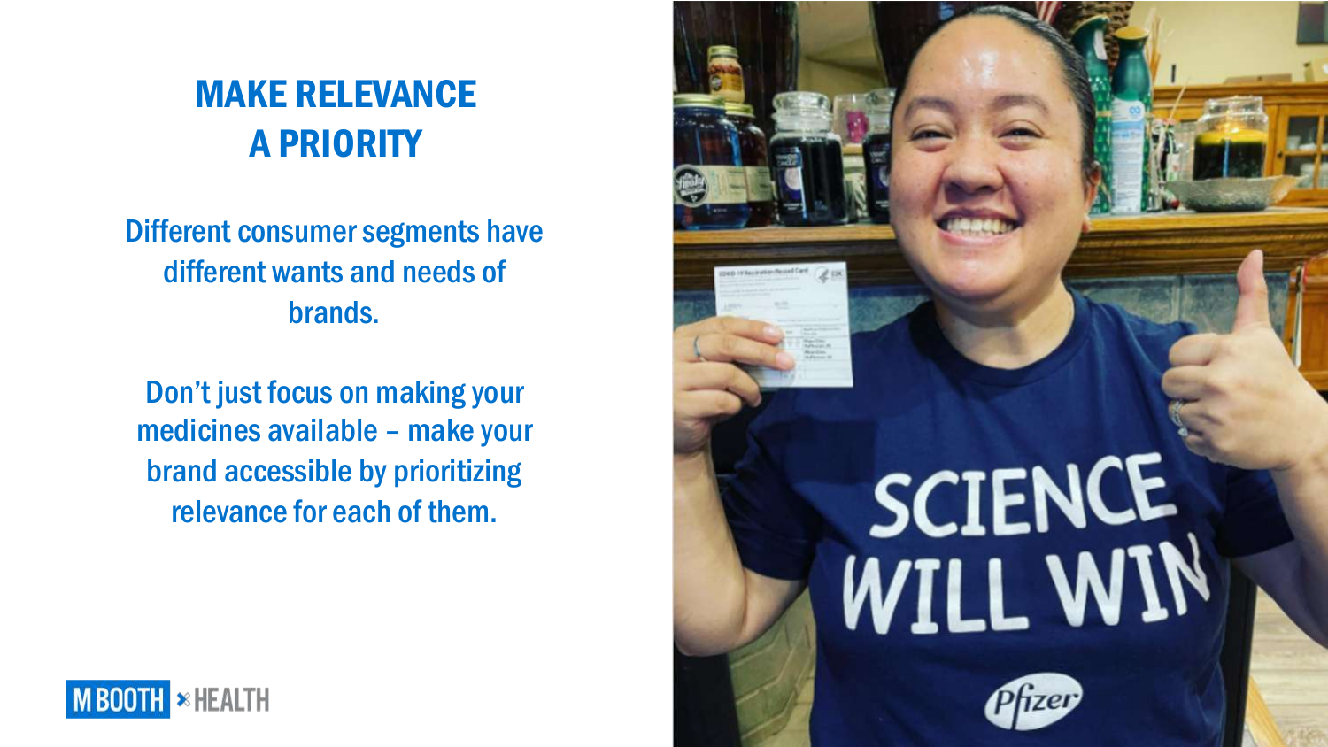# MAKE RELEVANCE A PRIORITY

Different consumer segments have different wants and needs of brands.

Don't just focus on making your medicines available – make your brand accessible by prioritizing relevance for each of them.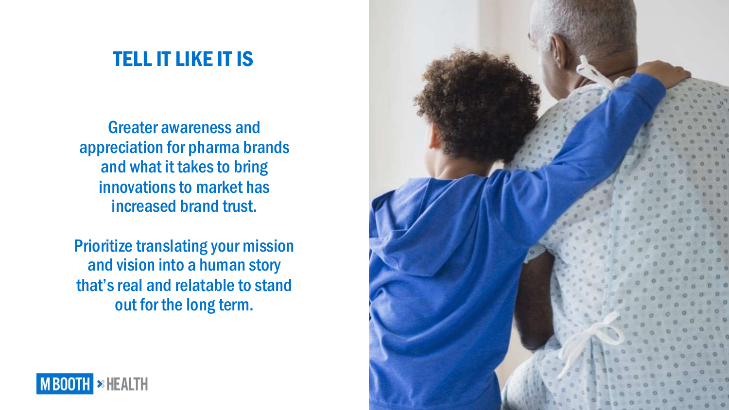# TELL IT LIKE IT IS

Greater awareness and appreciation for pharma brands and what it takes to bring innovations to market has increased brand trust.

Prioritize translating your mission and vision into a human story that's real and relatable to stand out for the long term.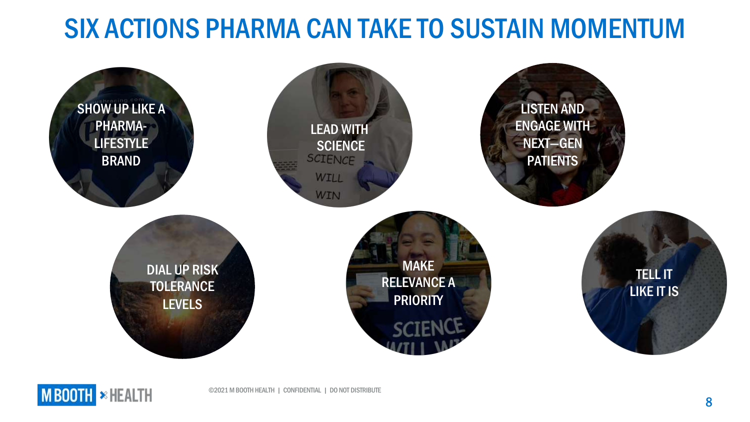# SIX ACTIONS PHARMA CAN TAKE TO SUSTAIN MOMENTUM

- SHOW UP LIKE A PHARMA-LIFESTYLE BRAND
- LEAD WITH SCIENCE
- LISTEN AND ENGAGE WITH NEXT—GEN PATIENTS
- DIAL UP RISK TOLERANCE LEVELS
- MAKE RELEVANCE A PRIORITY
- TELL IT LIKE IT IS

©2021 M BOOTH HEALTH | CONFIDENTIAL | DO NOT DISTRIBUTE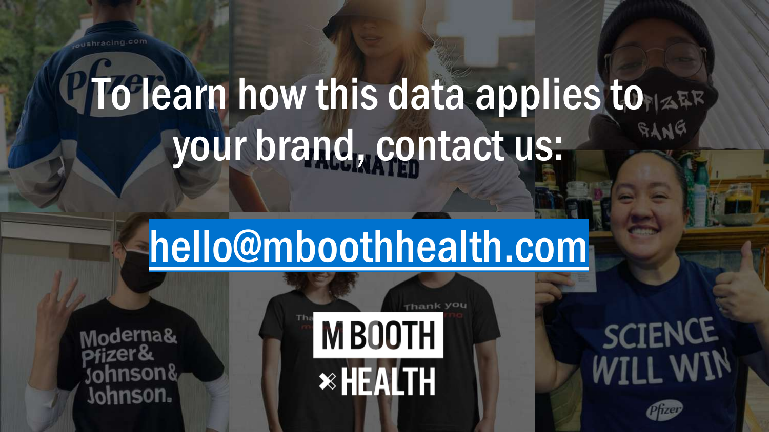# To learn how this data applies to your brand, contact us:

hello@mboothhealth.com

M BOOTH HEALTH